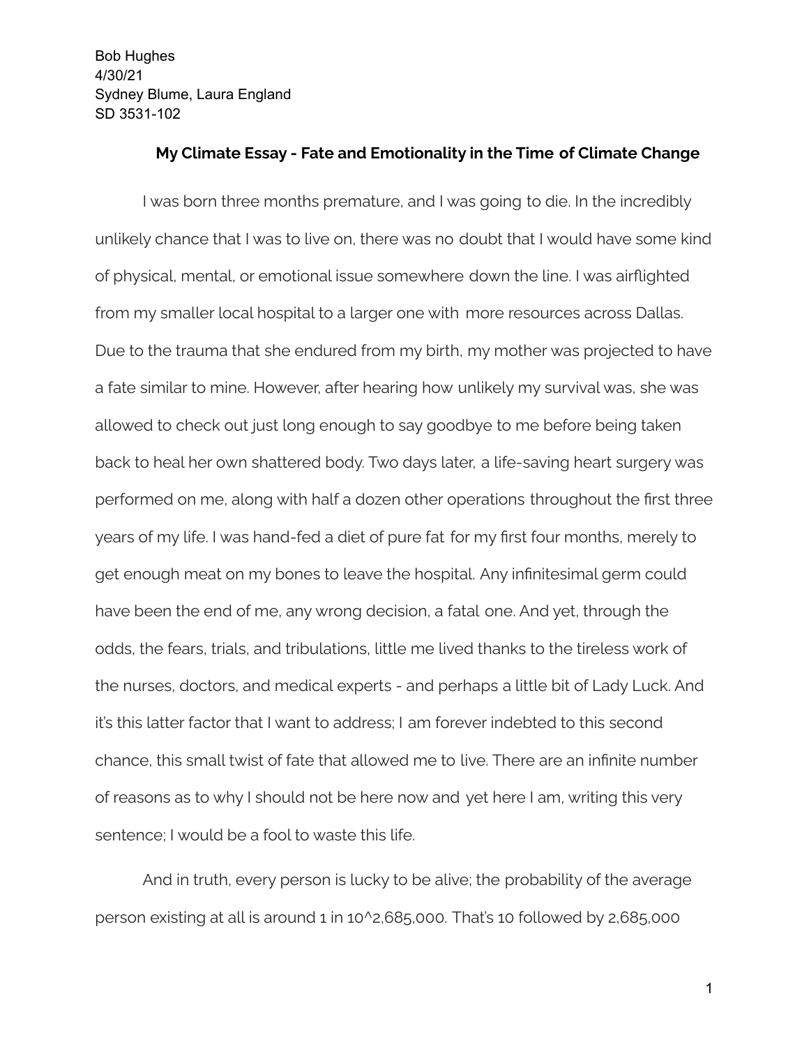Bob Hughes
4/30/21
Sydney Blume, Laura England
SD 3531-102

## My Climate Essay - Fate and Emotionality in the Time of Climate Change

I was born three months premature, and I was going to die. In the incredibly unlikely chance that I was to live on, there was no doubt that I would have some kind of physical, mental, or emotional issue somewhere down the line. I was airflighted from my smaller local hospital to a larger one with more resources across Dallas. Due to the trauma that she endured from my birth, my mother was projected to have a fate similar to mine. However, after hearing how unlikely my survival was, she was allowed to check out just long enough to say goodbye to me before being taken back to heal her own shattered body. Two days later, a life-saving heart surgery was performed on me, along with half a dozen other operations throughout the first three years of my life. I was hand-fed a diet of pure fat for my first four months, merely to get enough meat on my bones to leave the hospital. Any infinitesimal germ could have been the end of me, any wrong decision, a fatal one. And yet, through the odds, the fears, trials, and tribulations, little me lived thanks to the tireless work of the nurses, doctors, and medical experts - and perhaps a little bit of Lady Luck. And it's this latter factor that I want to address; I am forever indebted to this second chance, this small twist of fate that allowed me to live. There are an infinite number of reasons as to why I should not be here now and yet here I am, writing this very sentence; I would be a fool to waste this life.

And in truth, every person is lucky to be alive; the probability of the average person existing at all is around 1 in $10^{2,685,000}$. That's 10 followed by 2,685,000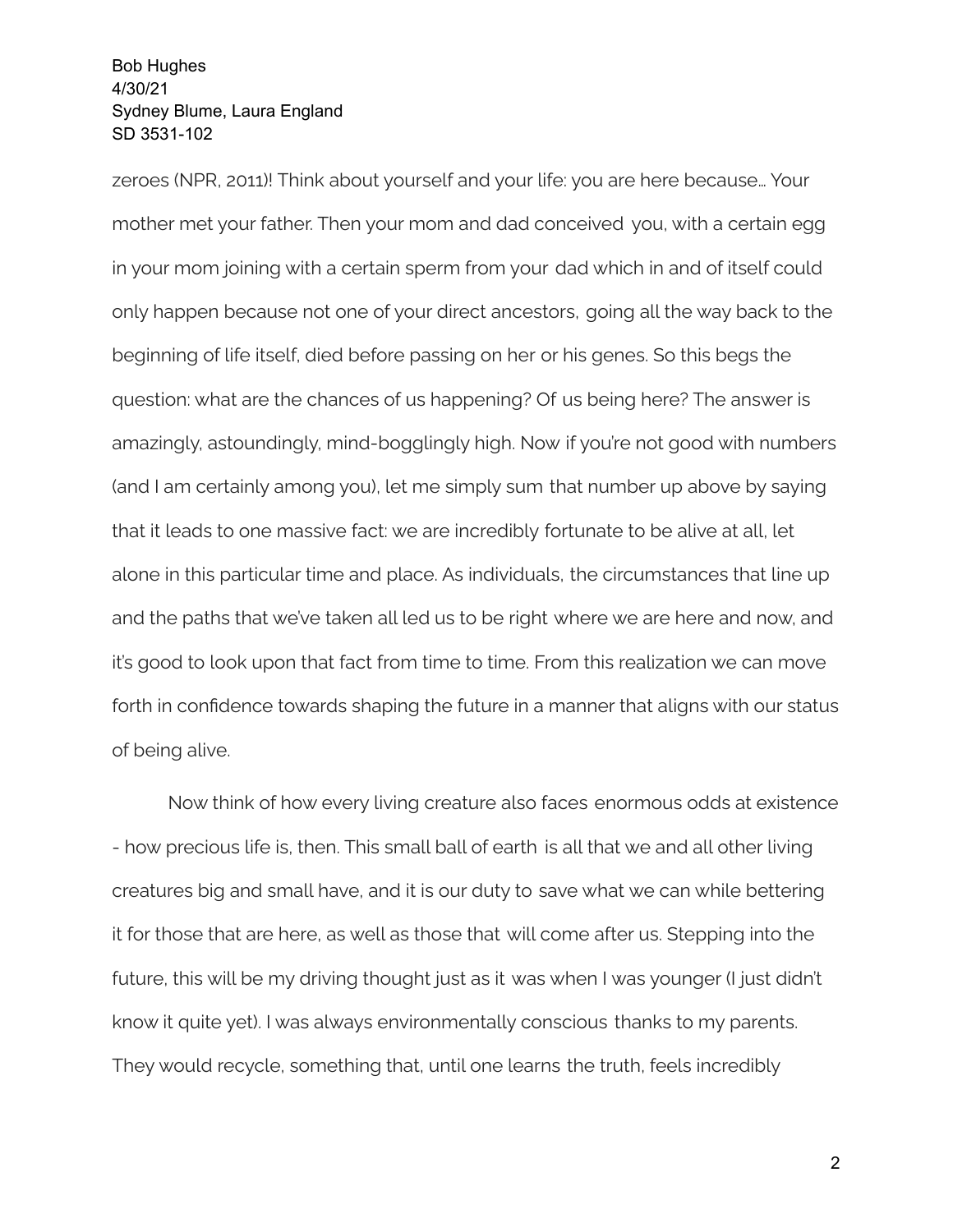zeroes (NPR, 2011)! Think about yourself and your life: you are here because… Your mother met your father. Then your mom and dad conceived you, with a certain egg in your mom joining with a certain sperm from your dad which in and of itself could only happen because not one of your direct ancestors, going all the way back to the beginning of life itself, died before passing on her or his genes. So this begs the question: what are the chances of us happening? Of us being here? The answer is amazingly, astoundingly, mind-bogglingly high. Now if you're not good with numbers (and I am certainly among you), let me simply sum that number up above by saying that it leads to one massive fact: we are incredibly fortunate to be alive at all, let alone in this particular time and place. As individuals, the circumstances that line up and the paths that we've taken all led us to be right where we are here and now, and it's good to look upon that fact from time to time. From this realization we can move forth in confidence towards shaping the future in a manner that aligns with our status of being alive.

Now think of how every living creature also faces enormous odds at existence - how precious life is, then. This small ball of earth is all that we and all other living creatures big and small have, and it is our duty to save what we can while bettering it for those that are here, as well as those that will come after us. Stepping into the future, this will be my driving thought just as it was when I was younger (I just didn't know it quite yet). I was always environmentally conscious thanks to my parents. They would recycle, something that, until one learns the truth, feels incredibly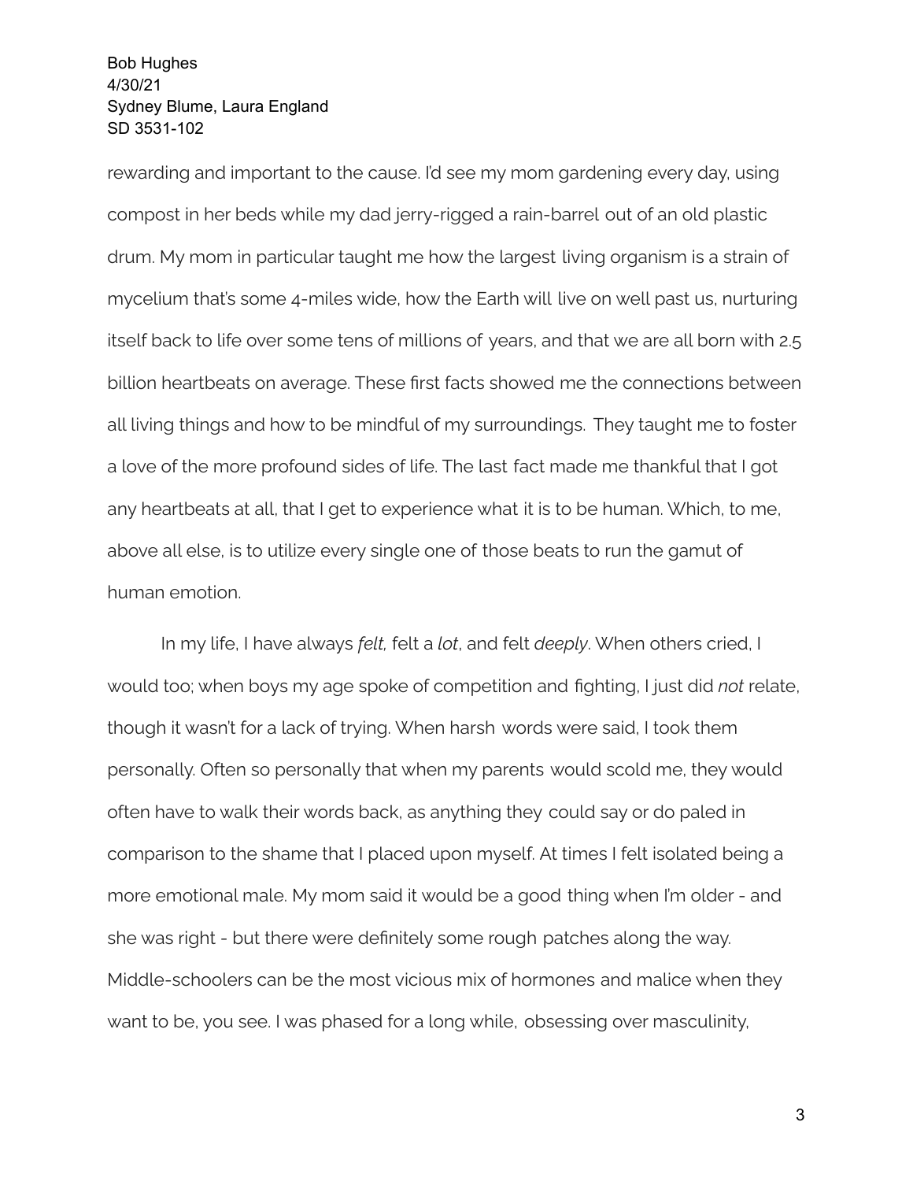rewarding and important to the cause. I'd see my mom gardening every day, using compost in her beds while my dad jerry-rigged a rain-barrel out of an old plastic drum. My mom in particular taught me how the largest living organism is a strain of mycelium that's some 4-miles wide, how the Earth will live on well past us, nurturing itself back to life over some tens of millions of years, and that we are all born with 2.5 billion heartbeats on average. These first facts showed me the connections between all living things and how to be mindful of my surroundings. They taught me to foster a love of the more profound sides of life. The last fact made me thankful that I got any heartbeats at all, that I get to experience what it is to be human. Which, to me, above all else, is to utilize every single one of those beats to run the gamut of human emotion.

In my life, I have always *felt,* felt a *lot*, and felt *deeply*. When others cried, I would too; when boys my age spoke of competition and fighting, I just did *not* relate, though it wasn't for a lack of trying. When harsh words were said, I took them personally. Often so personally that when my parents would scold me, they would often have to walk their words back, as anything they could say or do paled in comparison to the shame that I placed upon myself. At times I felt isolated being a more emotional male. My mom said it would be a good thing when I'm older - and she was right - but there were definitely some rough patches along the way. Middle-schoolers can be the most vicious mix of hormones and malice when they want to be, you see. I was phased for a long while, obsessing over masculinity,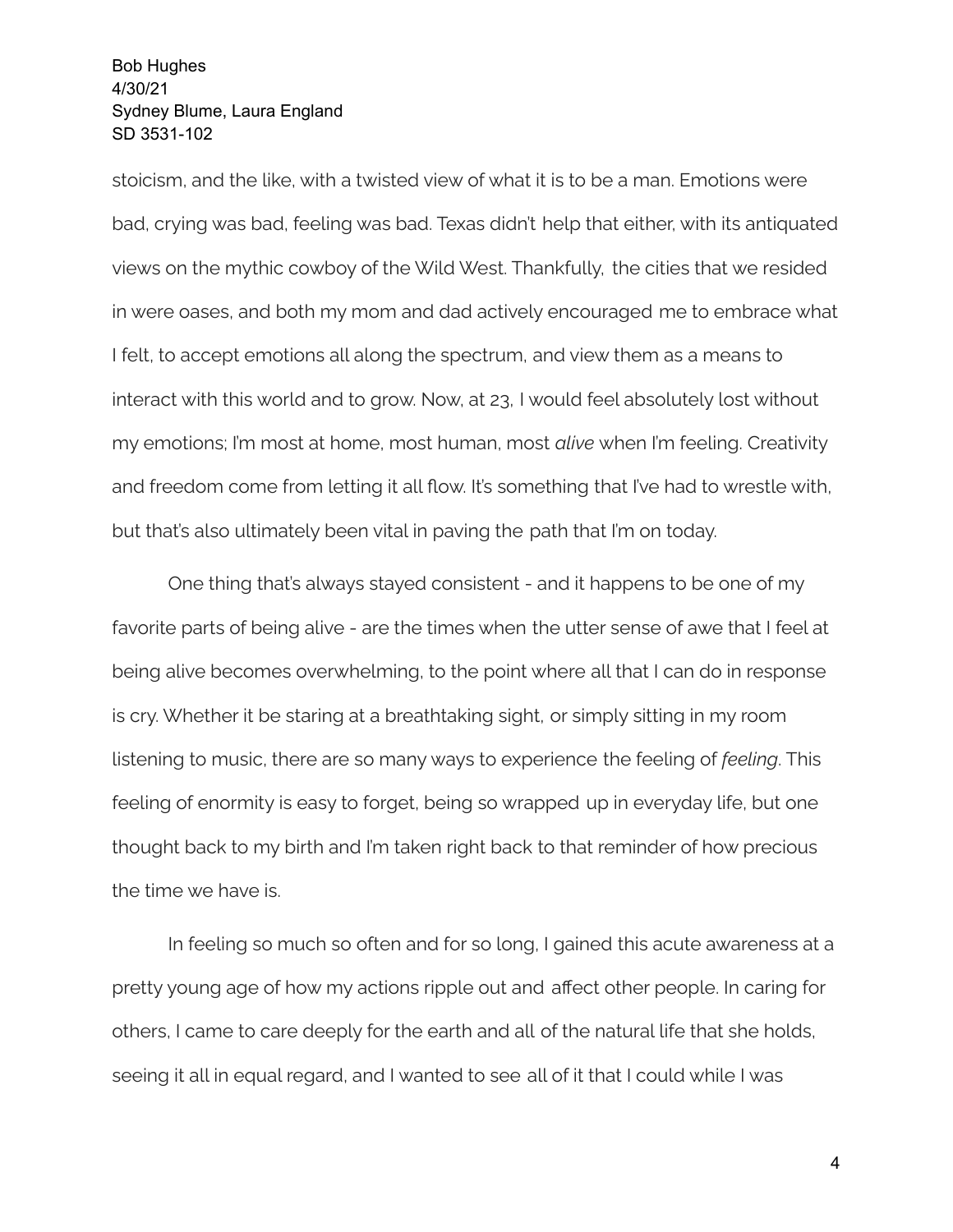stoicism, and the like, with a twisted view of what it is to be a man. Emotions were bad, crying was bad, feeling was bad. Texas didn't help that either, with its antiquated views on the mythic cowboy of the Wild West. Thankfully, the cities that we resided in were oases, and both my mom and dad actively encouraged me to embrace what I felt, to accept emotions all along the spectrum, and view them as a means to interact with this world and to grow. Now, at 23, I would feel absolutely lost without my emotions; I'm most at home, most human, most *alive* when I'm feeling. Creativity and freedom come from letting it all flow. It's something that I've had to wrestle with, but that's also ultimately been vital in paving the path that I'm on today.

One thing that's always stayed consistent - and it happens to be one of my favorite parts of being alive - are the times when the utter sense of awe that I feel at being alive becomes overwhelming, to the point where all that I can do in response is cry. Whether it be staring at a breathtaking sight, or simply sitting in my room listening to music, there are so many ways to experience the feeling of *feeling*. This feeling of enormity is easy to forget, being so wrapped up in everyday life, but one thought back to my birth and I'm taken right back to that reminder of how precious the time we have is.

In feeling so much so often and for so long, I gained this acute awareness at a pretty young age of how my actions ripple out and affect other people. In caring for others, I came to care deeply for the earth and all of the natural life that she holds, seeing it all in equal regard, and I wanted to see all of it that I could while I was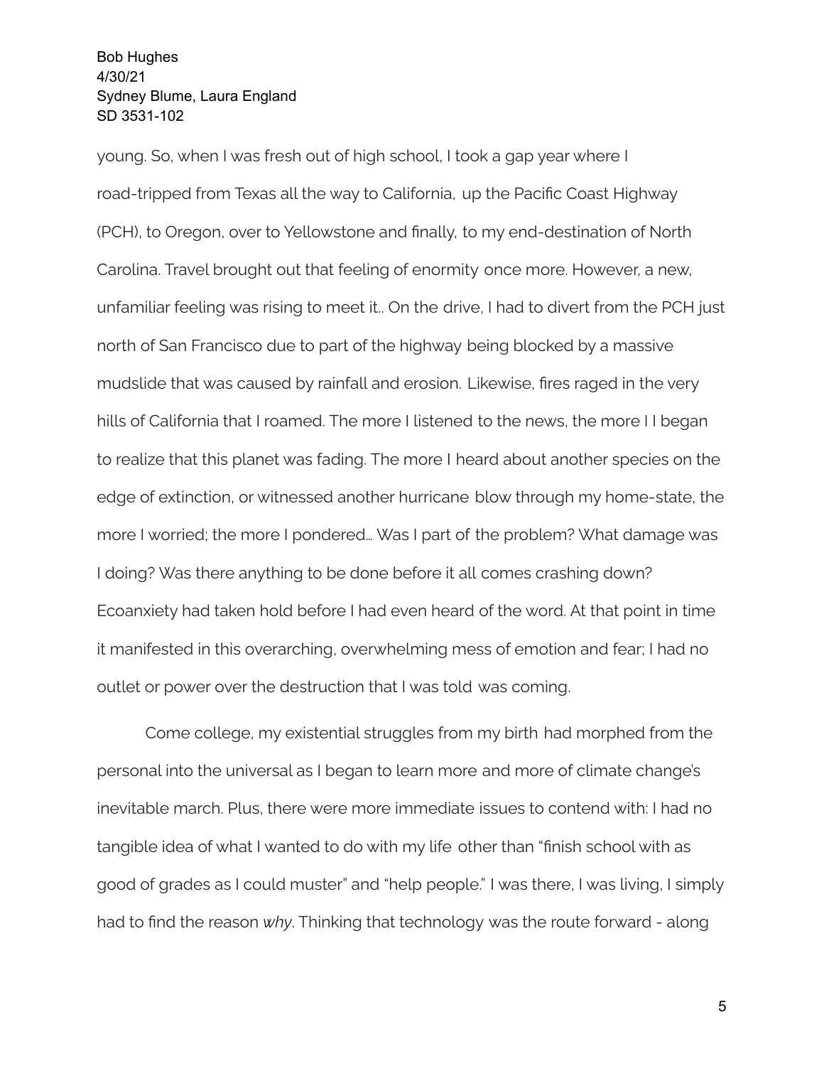young. So, when I was fresh out of high school, I took a gap year where I road-tripped from Texas all the way to California, up the Pacific Coast Highway (PCH), to Oregon, over to Yellowstone and finally, to my end-destination of North Carolina. Travel brought out that feeling of enormity once more. However, a new, unfamiliar feeling was rising to meet it.. On the drive, I had to divert from the PCH just north of San Francisco due to part of the highway being blocked by a massive mudslide that was caused by rainfall and erosion. Likewise, fires raged in the very hills of California that I roamed. The more I listened to the news, the more I I began to realize that this planet was fading. The more I heard about another species on the edge of extinction, or witnessed another hurricane blow through my home-state, the more I worried; the more I pondered… Was I part of the problem? What damage was I doing? Was there anything to be done before it all comes crashing down? Ecoanxiety had taken hold before I had even heard of the word. At that point in time it manifested in this overarching, overwhelming mess of emotion and fear; I had no outlet or power over the destruction that I was told was coming.

Come college, my existential struggles from my birth had morphed from the personal into the universal as I began to learn more and more of climate change's inevitable march. Plus, there were more immediate issues to contend with: I had no tangible idea of what I wanted to do with my life other than "finish school with as good of grades as I could muster" and "help people." I was there, I was living, I simply had to find the reason *why*. Thinking that technology was the route forward - along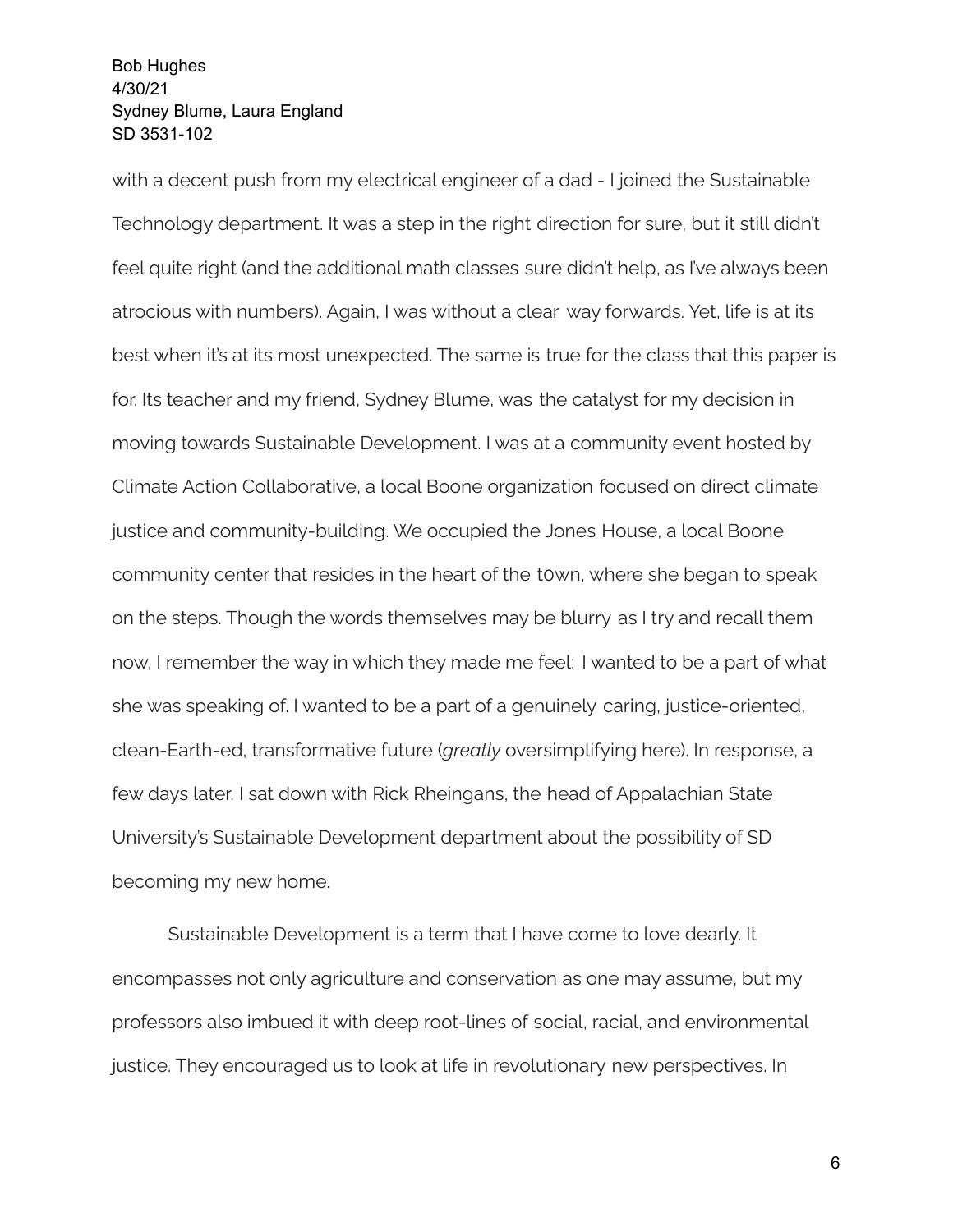with a decent push from my electrical engineer of a dad - I joined the Sustainable Technology department. It was a step in the right direction for sure, but it still didn't feel quite right (and the additional math classes sure didn't help, as I've always been atrocious with numbers). Again, I was without a clear way forwards. Yet, life is at its best when it's at its most unexpected. The same is true for the class that this paper is for. Its teacher and my friend, Sydney Blume, was the catalyst for my decision in moving towards Sustainable Development. I was at a community event hosted by Climate Action Collaborative, a local Boone organization focused on direct climate justice and community-building. We occupied the Jones House, a local Boone community center that resides in the heart of the t0wn, where she began to speak on the steps. Though the words themselves may be blurry as I try and recall them now, I remember the way in which they made me feel: I wanted to be a part of what she was speaking of. I wanted to be a part of a genuinely caring, justice-oriented, clean-Earth-ed, transformative future (*greatly* oversimplifying here). In response, a few days later, I sat down with Rick Rheingans, the head of Appalachian State University's Sustainable Development department about the possibility of SD becoming my new home.

Sustainable Development is a term that I have come to love dearly. It encompasses not only agriculture and conservation as one may assume, but my professors also imbued it with deep root-lines of social, racial, and environmental justice. They encouraged us to look at life in revolutionary new perspectives. In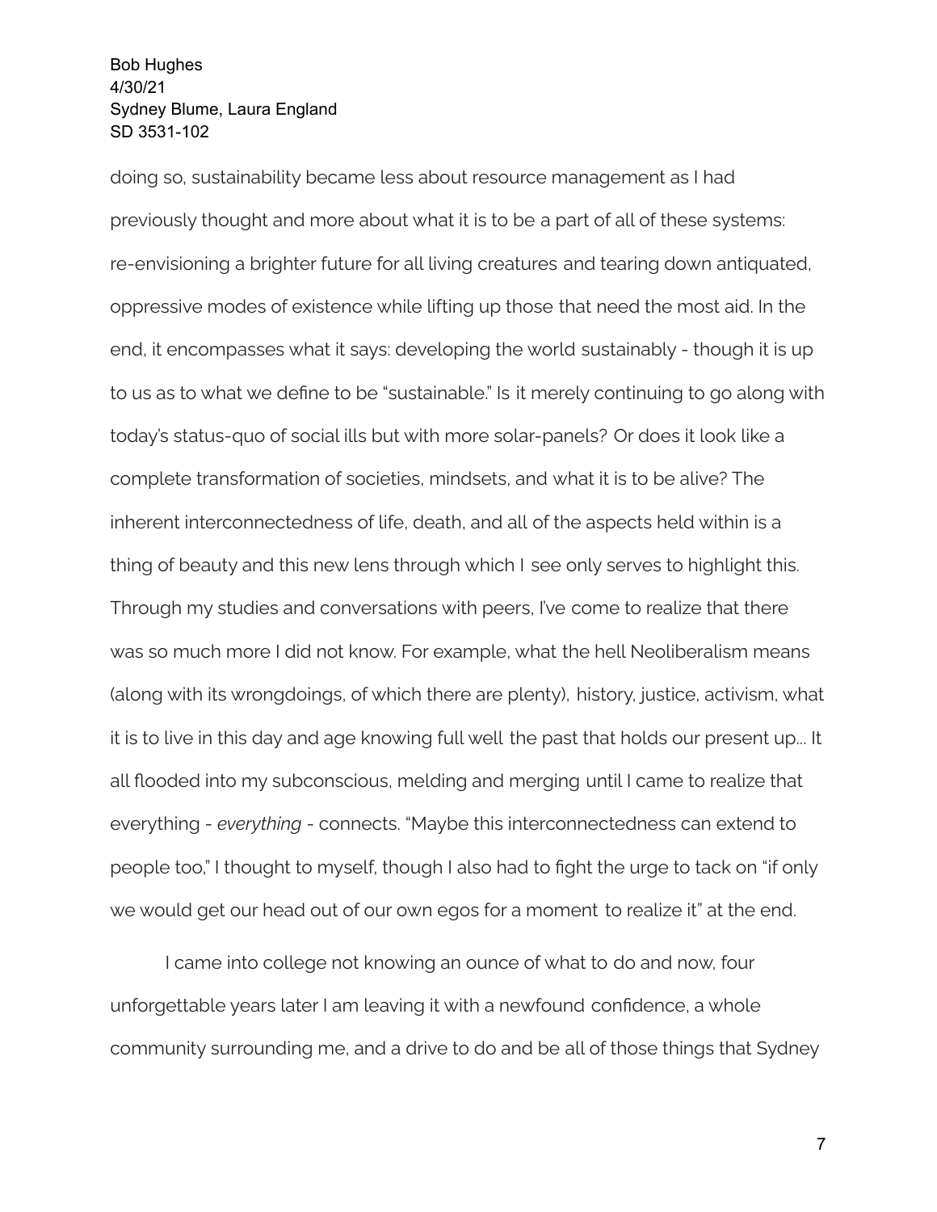doing so, sustainability became less about resource management as I had previously thought and more about what it is to be a part of all of these systems: re-envisioning a brighter future for all living creatures and tearing down antiquated, oppressive modes of existence while lifting up those that need the most aid. In the end, it encompasses what it says: developing the world sustainably - though it is up to us as to what we define to be "sustainable." Is it merely continuing to go along with today's status-quo of social ills but with more solar-panels? Or does it look like a complete transformation of societies, mindsets, and what it is to be alive? The inherent interconnectedness of life, death, and all of the aspects held within is a thing of beauty and this new lens through which I see only serves to highlight this. Through my studies and conversations with peers, I've come to realize that there was so much more I did not know. For example, what the hell Neoliberalism means (along with its wrongdoings, of which there are plenty), history, justice, activism, what it is to live in this day and age knowing full well the past that holds our present up... It all flooded into my subconscious, melding and merging until I came to realize that everything - *everything* - connects. "Maybe this interconnectedness can extend to people too," I thought to myself, though I also had to fight the urge to tack on "if only we would get our head out of our own egos for a moment to realize it" at the end.

I came into college not knowing an ounce of what to do and now, four unforgettable years later I am leaving it with a newfound confidence, a whole community surrounding me, and a drive to do and be all of those things that Sydney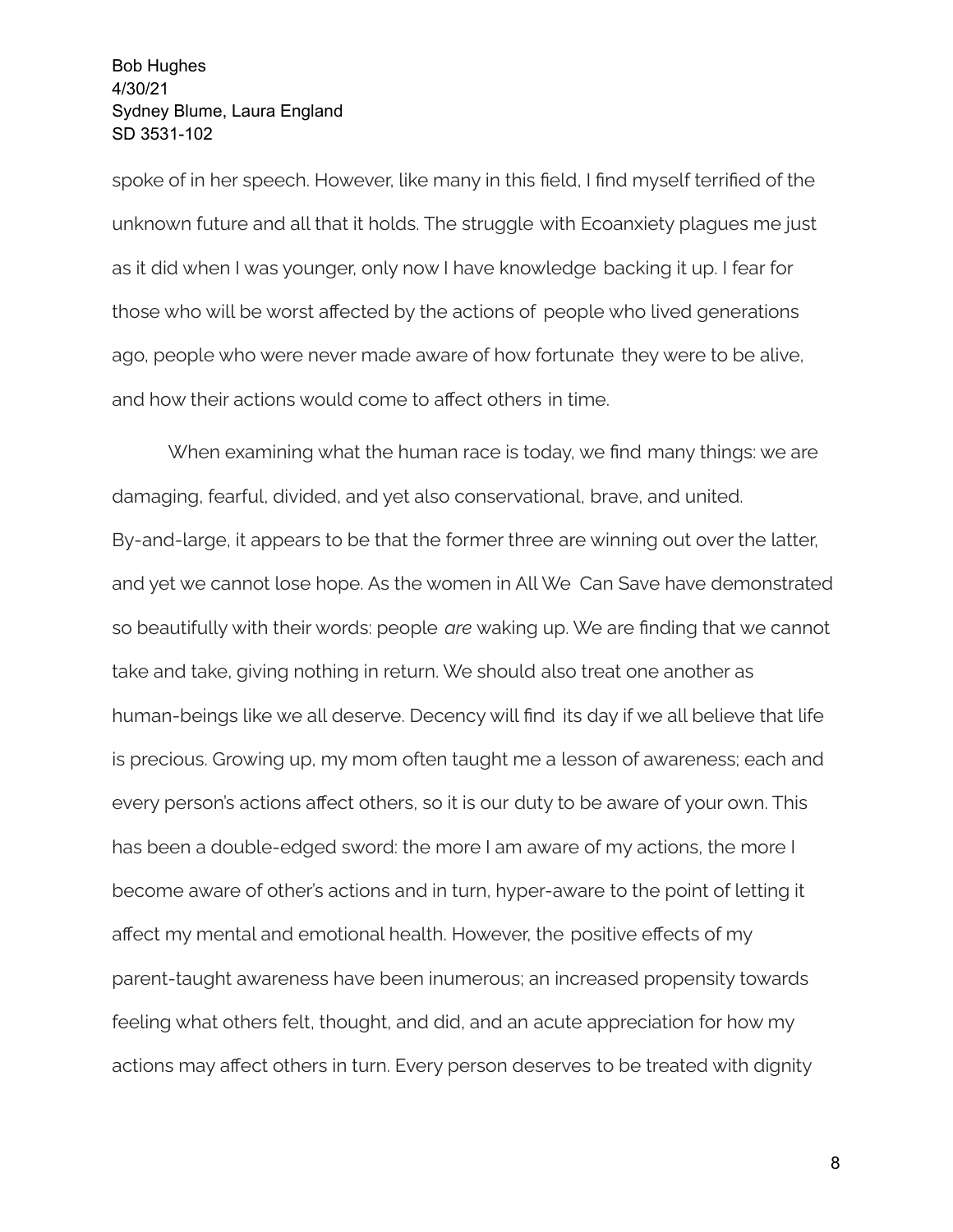spoke of in her speech. However, like many in this field, I find myself terrified of the unknown future and all that it holds. The struggle with Ecoanxiety plagues me just as it did when I was younger, only now I have knowledge backing it up. I fear for those who will be worst affected by the actions of people who lived generations ago, people who were never made aware of how fortunate they were to be alive, and how their actions would come to affect others in time.

When examining what the human race is today, we find many things: we are damaging, fearful, divided, and yet also conservational, brave, and united. By-and-large, it appears to be that the former three are winning out over the latter, and yet we cannot lose hope. As the women in All We Can Save have demonstrated so beautifully with their words: people *are* waking up. We are finding that we cannot take and take, giving nothing in return. We should also treat one another as human-beings like we all deserve. Decency will find its day if we all believe that life is precious. Growing up, my mom often taught me a lesson of awareness; each and every person's actions affect others, so it is our duty to be aware of your own. This has been a double-edged sword: the more I am aware of my actions, the more I become aware of other's actions and in turn, hyper-aware to the point of letting it affect my mental and emotional health. However, the positive effects of my parent-taught awareness have been inumerous; an increased propensity towards feeling what others felt, thought, and did, and an acute appreciation for how my actions may affect others in turn. Every person deserves to be treated with dignity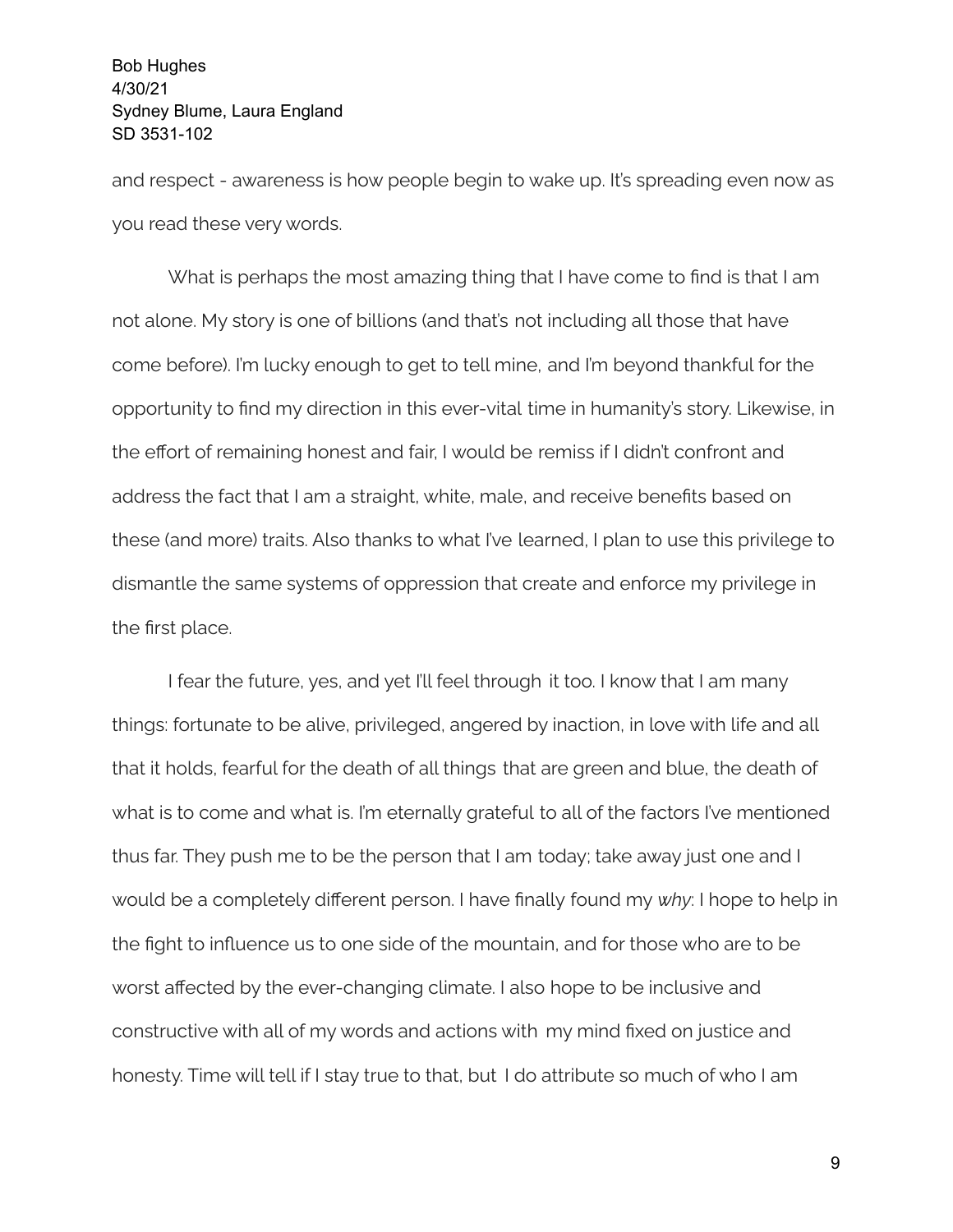and respect - awareness is how people begin to wake up. It's spreading even now as you read these very words.

What is perhaps the most amazing thing that I have come to find is that I am not alone. My story is one of billions (and that's not including all those that have come before). I'm lucky enough to get to tell mine, and I'm beyond thankful for the opportunity to find my direction in this ever-vital time in humanity's story. Likewise, in the effort of remaining honest and fair, I would be remiss if I didn't confront and address the fact that I am a straight, white, male, and receive benefits based on these (and more) traits. Also thanks to what I've learned, I plan to use this privilege to dismantle the same systems of oppression that create and enforce my privilege in the first place.

I fear the future, yes, and yet I'll feel through it too. I know that I am many things: fortunate to be alive, privileged, angered by inaction, in love with life and all that it holds, fearful for the death of all things that are green and blue, the death of what is to come and what is. I'm eternally grateful to all of the factors I've mentioned thus far. They push me to be the person that I am today; take away just one and I would be a completely different person. I have finally found my *why*: I hope to help in the fight to influence us to one side of the mountain, and for those who are to be worst affected by the ever-changing climate. I also hope to be inclusive and constructive with all of my words and actions with my mind fixed on justice and honesty. Time will tell if I stay true to that, but I do attribute so much of who I am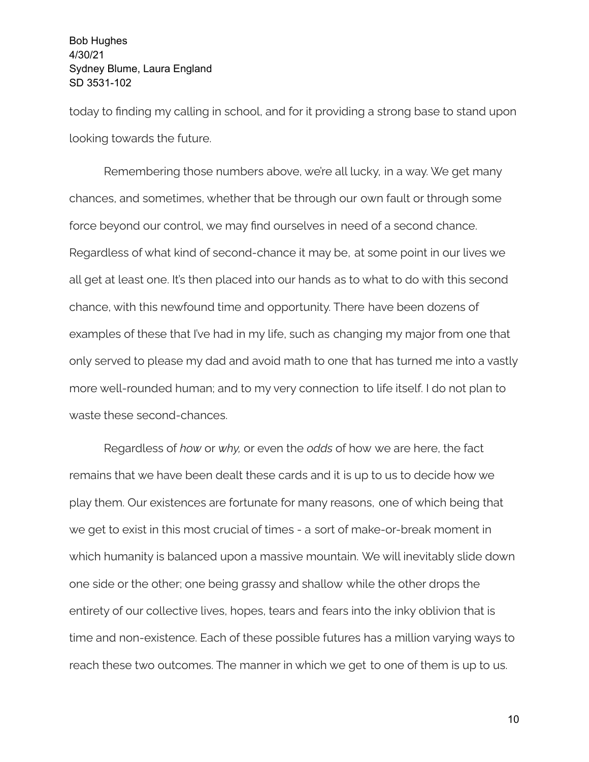today to finding my calling in school, and for it providing a strong base to stand upon looking towards the future.

Remembering those numbers above, we're all lucky, in a way. We get many chances, and sometimes, whether that be through our own fault or through some force beyond our control, we may find ourselves in need of a second chance. Regardless of what kind of second-chance it may be, at some point in our lives we all get at least one. It's then placed into our hands as to what to do with this second chance, with this newfound time and opportunity. There have been dozens of examples of these that I've had in my life, such as changing my major from one that only served to please my dad and avoid math to one that has turned me into a vastly more well-rounded human; and to my very connection to life itself. I do not plan to waste these second-chances.

Regardless of *how* or *why,* or even the *odds* of how we are here, the fact remains that we have been dealt these cards and it is up to us to decide how we play them. Our existences are fortunate for many reasons, one of which being that we get to exist in this most crucial of times - a sort of make-or-break moment in which humanity is balanced upon a massive mountain. We will inevitably slide down one side or the other; one being grassy and shallow while the other drops the entirety of our collective lives, hopes, tears and fears into the inky oblivion that is time and non-existence. Each of these possible futures has a million varying ways to reach these two outcomes. The manner in which we get to one of them is up to us.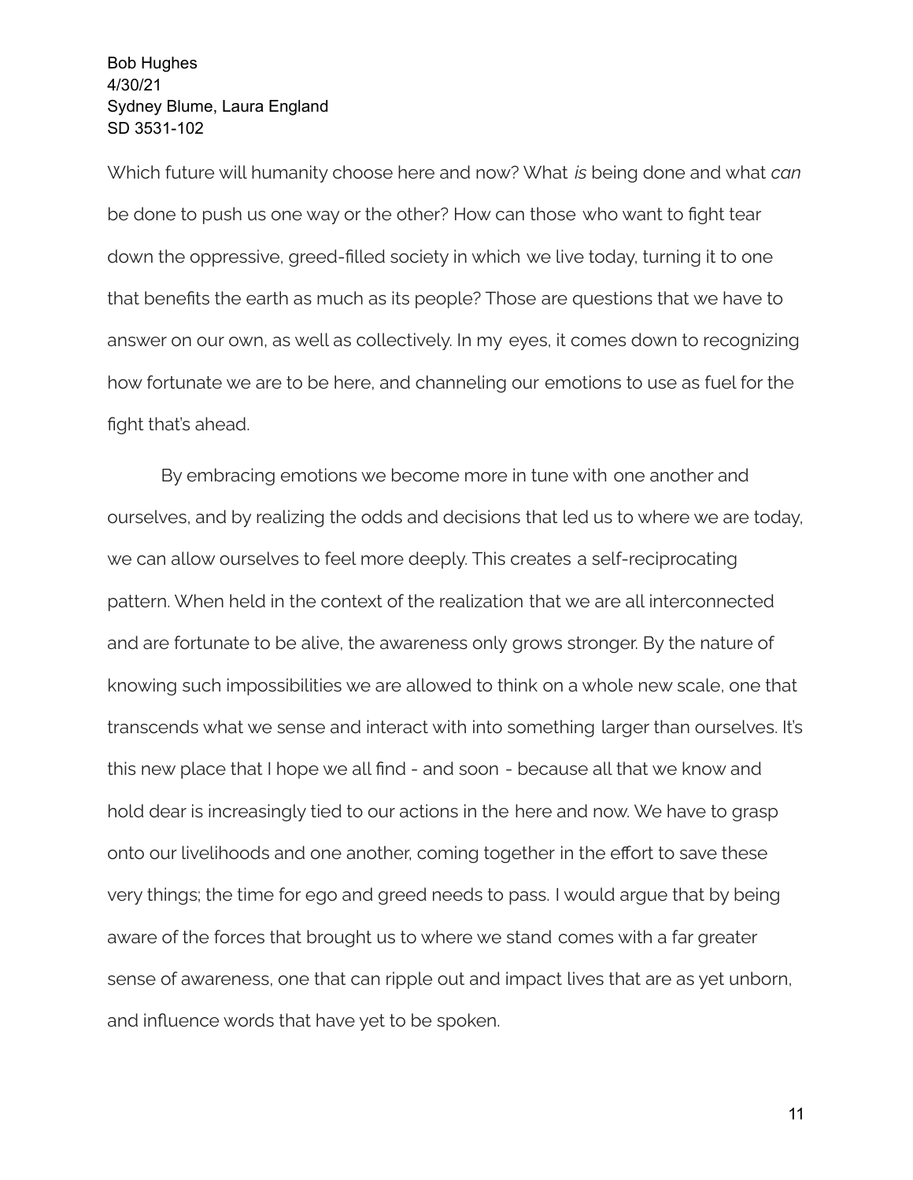Bob Hughes
4/30/21
Sydney Blume, Laura England
SD 3531-102

Which future will humanity choose here and now? What *is* being done and what *can* be done to push us one way or the other? How can those who want to fight tear down the oppressive, greed-filled society in which we live today, turning it to one that benefits the earth as much as its people? Those are questions that we have to answer on our own, as well as collectively. In my eyes, it comes down to recognizing how fortunate we are to be here, and channeling our emotions to use as fuel for the fight that's ahead.

By embracing emotions we become more in tune with one another and ourselves, and by realizing the odds and decisions that led us to where we are today, we can allow ourselves to feel more deeply. This creates a self-reciprocating pattern. When held in the context of the realization that we are all interconnected and are fortunate to be alive, the awareness only grows stronger. By the nature of knowing such impossibilities we are allowed to think on a whole new scale, one that transcends what we sense and interact with into something larger than ourselves. It's this new place that I hope we all find - and soon - because all that we know and hold dear is increasingly tied to our actions in the here and now. We have to grasp onto our livelihoods and one another, coming together in the effort to save these very things; the time for ego and greed needs to pass. I would argue that by being aware of the forces that brought us to where we stand comes with a far greater sense of awareness, one that can ripple out and impact lives that are as yet unborn, and influence words that have yet to be spoken.